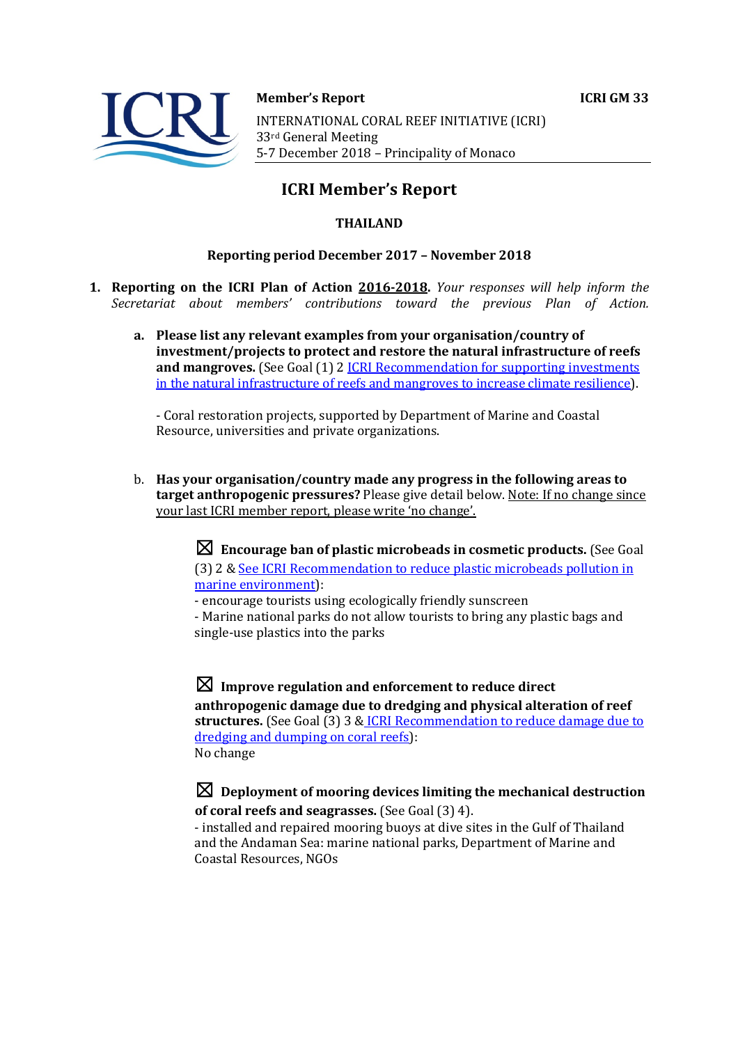**Member's Report** **ICRI GM 33**

INTERNATIONAL CORAL REEF INITIATIVE (ICRI)
33rd General Meeting
5-7 December 2018 – Principality of Monaco

# ICRI Member's Report

## THAILAND

### Reporting period December 2017 – November 2018

1. **Reporting on the ICRI Plan of Action 2016-2018.** *Your responses will help inform the Secretariat about members' contributions toward the previous Plan of Action.*

   a. **Please list any relevant examples from your organisation/country of investment/projects to protect and restore the natural infrastructure of reefs and mangroves.** (See Goal (1) 2 ICRI Recommendation for supporting investments in the natural infrastructure of reefs and mangroves to increase climate resilience).

   - Coral restoration projects, supported by Department of Marine and Coastal Resource, universities and private organizations.

   b. **Has your organisation/country made any progress in the following areas to target anthropogenic pressures?** Please give detail below. Note: If no change since your last ICRI member report, please write 'no change'.

   ☒ **Encourage ban of plastic microbeads in cosmetic products.** (See Goal (3) 2 & See ICRI Recommendation to reduce plastic microbeads pollution in marine environment):
   - encourage tourists using ecologically friendly sunscreen
   - Marine national parks do not allow tourists to bring any plastic bags and single-use plastics into the parks

   ☒ **Improve regulation and enforcement to reduce direct anthropogenic damage due to dredging and physical alteration of reef structures.** (See Goal (3) 3 & ICRI Recommendation to reduce damage due to dredging and dumping on coral reefs):
   No change

   ☒ **Deployment of mooring devices limiting the mechanical destruction of coral reefs and seagrasses.** (See Goal (3) 4).
   - installed and repaired mooring buoys at dive sites in the Gulf of Thailand and the Andaman Sea: marine national parks, Department of Marine and Coastal Resources, NGOs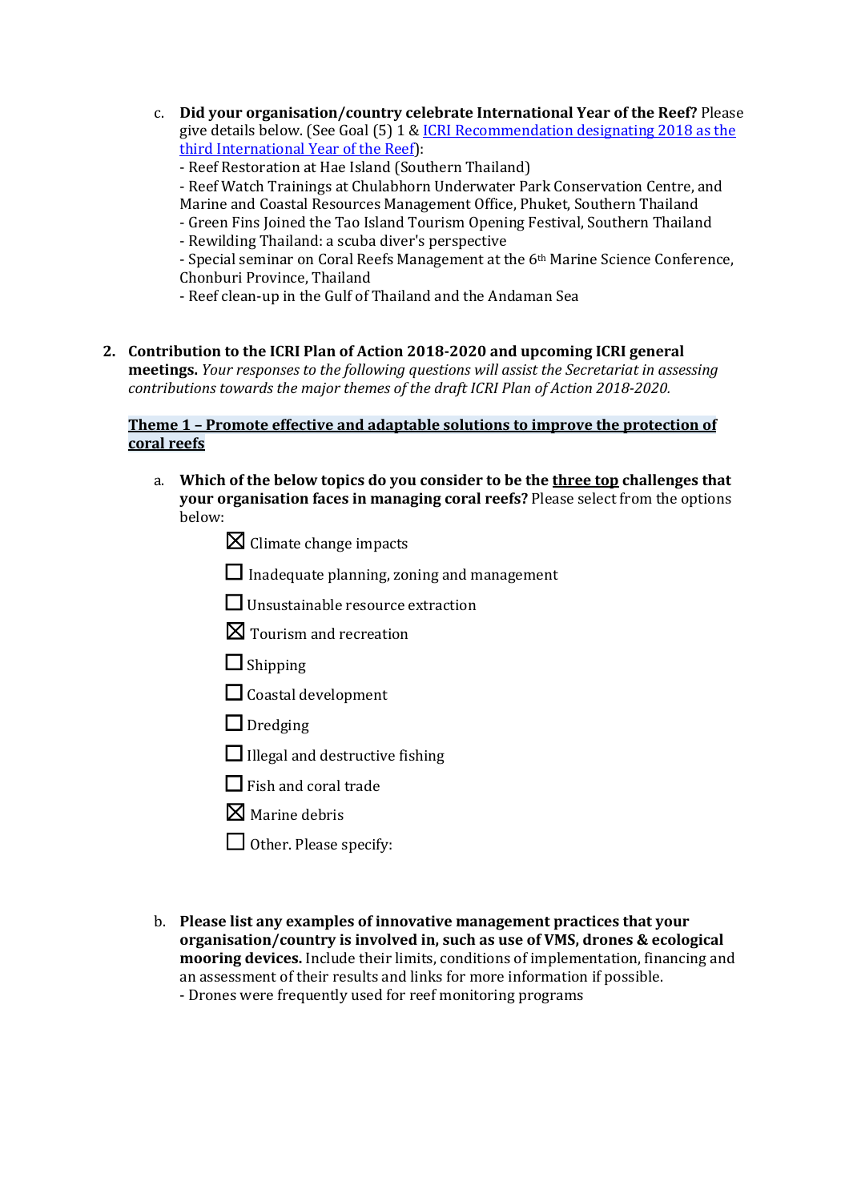c. **Did your organisation/country celebrate International Year of the Reef?** Please give details below. (See Goal (5) 1 & [ICRI Recommendation designating 2018 as the third International Year of the Reef]):
   - Reef Restoration at Hae Island (Southern Thailand)
   - Reef Watch Trainings at Chulabhorn Underwater Park Conservation Centre, and Marine and Coastal Resources Management Office, Phuket, Southern Thailand
   - Green Fins Joined the Tao Island Tourism Opening Festival, Southern Thailand
   - Rewilding Thailand: a scuba diver's perspective
   - Special seminar on Coral Reefs Management at the 6th Marine Science Conference, Chonburi Province, Thailand
   - Reef clean-up in the Gulf of Thailand and the Andaman Sea

2. **Contribution to the ICRI Plan of Action 2018-2020 and upcoming ICRI general meetings.** *Your responses to the following questions will assist the Secretariat in assessing contributions towards the major themes of the draft ICRI Plan of Action 2018-2020.*

**Theme 1 – Promote effective and adaptable solutions to improve the protection of coral reefs**

a. **Which of the below topics do you consider to be the three top challenges that your organisation faces in managing coral reefs?** Please select from the options below:

- ☒ Climate change impacts
- ☐ Inadequate planning, zoning and management
- ☐ Unsustainable resource extraction
- ☒ Tourism and recreation
- ☐ Shipping
- ☐ Coastal development
- ☐ Dredging
- ☐ Illegal and destructive fishing
- ☐ Fish and coral trade
- ☒ Marine debris
- ☐ Other. Please specify:

b. **Please list any examples of innovative management practices that your organisation/country is involved in, such as use of VMS, drones & ecological mooring devices.** Include their limits, conditions of implementation, financing and an assessment of their results and links for more information if possible.
   - Drones were frequently used for reef monitoring programs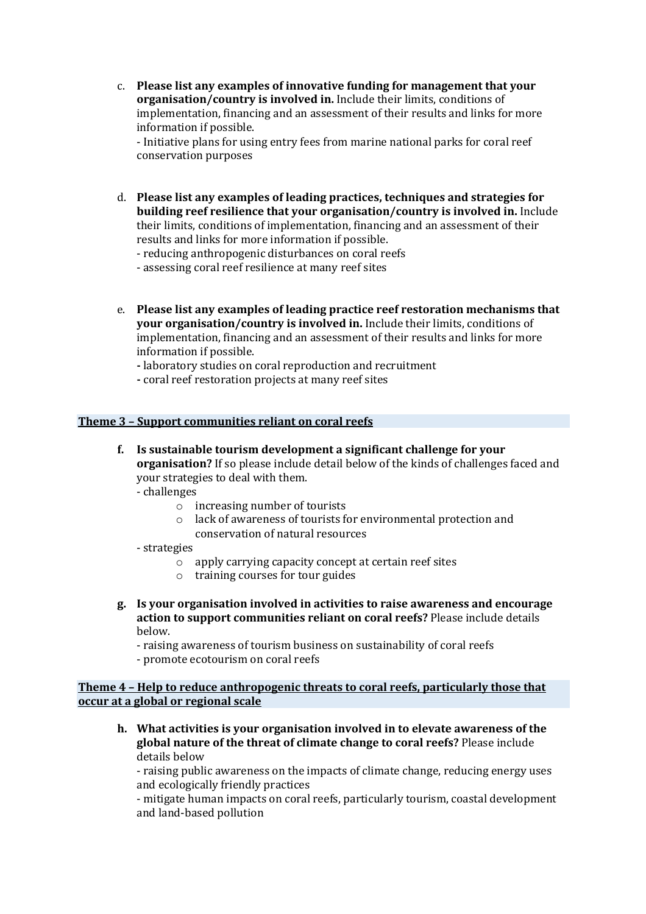c. **Please list any examples of innovative funding for management that your organisation/country is involved in.** Include their limits, conditions of implementation, financing and an assessment of their results and links for more information if possible.
   - Initiative plans for using entry fees from marine national parks for coral reef conservation purposes

d. **Please list any examples of leading practices, techniques and strategies for building reef resilience that your organisation/country is involved in.** Include their limits, conditions of implementation, financing and an assessment of their results and links for more information if possible.
   - reducing anthropogenic disturbances on coral reefs
   - assessing coral reef resilience at many reef sites

e. **Please list any examples of leading practice reef restoration mechanisms that your organisation/country is involved in.** Include their limits, conditions of implementation, financing and an assessment of their results and links for more information if possible.
   - laboratory studies on coral reproduction and recruitment
   - coral reef restoration projects at many reef sites

**Theme 3 – Support communities reliant on coral reefs**

**f. Is sustainable tourism development a significant challenge for your organisation?** If so please include detail below of the kinds of challenges faced and your strategies to deal with them.
   - challenges
     - o increasing number of tourists
     - o lack of awareness of tourists for environmental protection and conservation of natural resources
   - strategies
     - o apply carrying capacity concept at certain reef sites
     - o training courses for tour guides

**g. Is your organisation involved in activities to raise awareness and encourage action to support communities reliant on coral reefs?** Please include details below.
   - raising awareness of tourism business on sustainability of coral reefs
   - promote ecotourism on coral reefs

**Theme 4 – Help to reduce anthropogenic threats to coral reefs, particularly those that occur at a global or regional scale**

**h. What activities is your organisation involved in to elevate awareness of the global nature of the threat of climate change to coral reefs?** Please include details below
   - raising public awareness on the impacts of climate change, reducing energy uses and ecologically friendly practices
   - mitigate human impacts on coral reefs, particularly tourism, coastal development and land-based pollution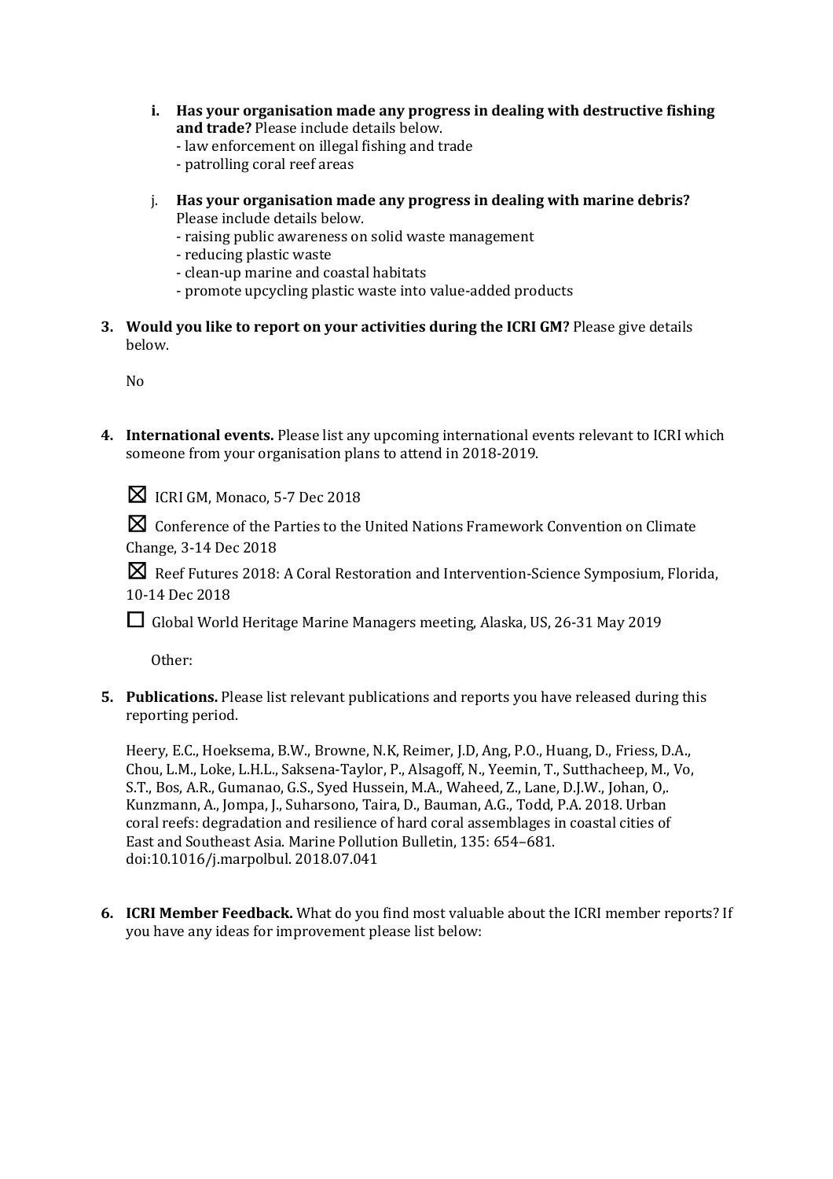i. **Has your organisation made any progress in dealing with destructive fishing and trade?** Please include details below.
   - law enforcement on illegal fishing and trade
   - patrolling coral reef areas

j. **Has your organisation made any progress in dealing with marine debris?** Please include details below.
   - raising public awareness on solid waste management
   - reducing plastic waste
   - clean-up marine and coastal habitats
   - promote upcycling plastic waste into value-added products

**3. Would you like to report on your activities during the ICRI GM?** Please give details below.

No

**4. International events.** Please list any upcoming international events relevant to ICRI which someone from your organisation plans to attend in 2018-2019.

☒ ICRI GM, Monaco, 5-7 Dec 2018

☒ Conference of the Parties to the United Nations Framework Convention on Climate Change, 3-14 Dec 2018

☒ Reef Futures 2018: A Coral Restoration and Intervention-Science Symposium, Florida, 10-14 Dec 2018

☐ Global World Heritage Marine Managers meeting, Alaska, US, 26-31 May 2019

Other:

**5. Publications.** Please list relevant publications and reports you have released during this reporting period.

Heery, E.C., Hoeksema, B.W., Browne, N.K, Reimer, J.D, Ang, P.O., Huang, D., Friess, D.A., Chou, L.M., Loke, L.H.L., Saksena-Taylor, P., Alsagoff, N., Yeemin, T., Sutthacheep, M., Vo, S.T., Bos, A.R., Gumanao, G.S., Syed Hussein, M.A., Waheed, Z., Lane, D.J.W., Johan, O,. Kunzmann, A., Jompa, J., Suharsono, Taira, D., Bauman, A.G., Todd, P.A. 2018. Urban coral reefs: degradation and resilience of hard coral assemblages in coastal cities of East and Southeast Asia. Marine Pollution Bulletin, 135: 654–681. doi:10.1016/j.marpolbul. 2018.07.041

**6. ICRI Member Feedback.** What do you find most valuable about the ICRI member reports? If you have any ideas for improvement please list below: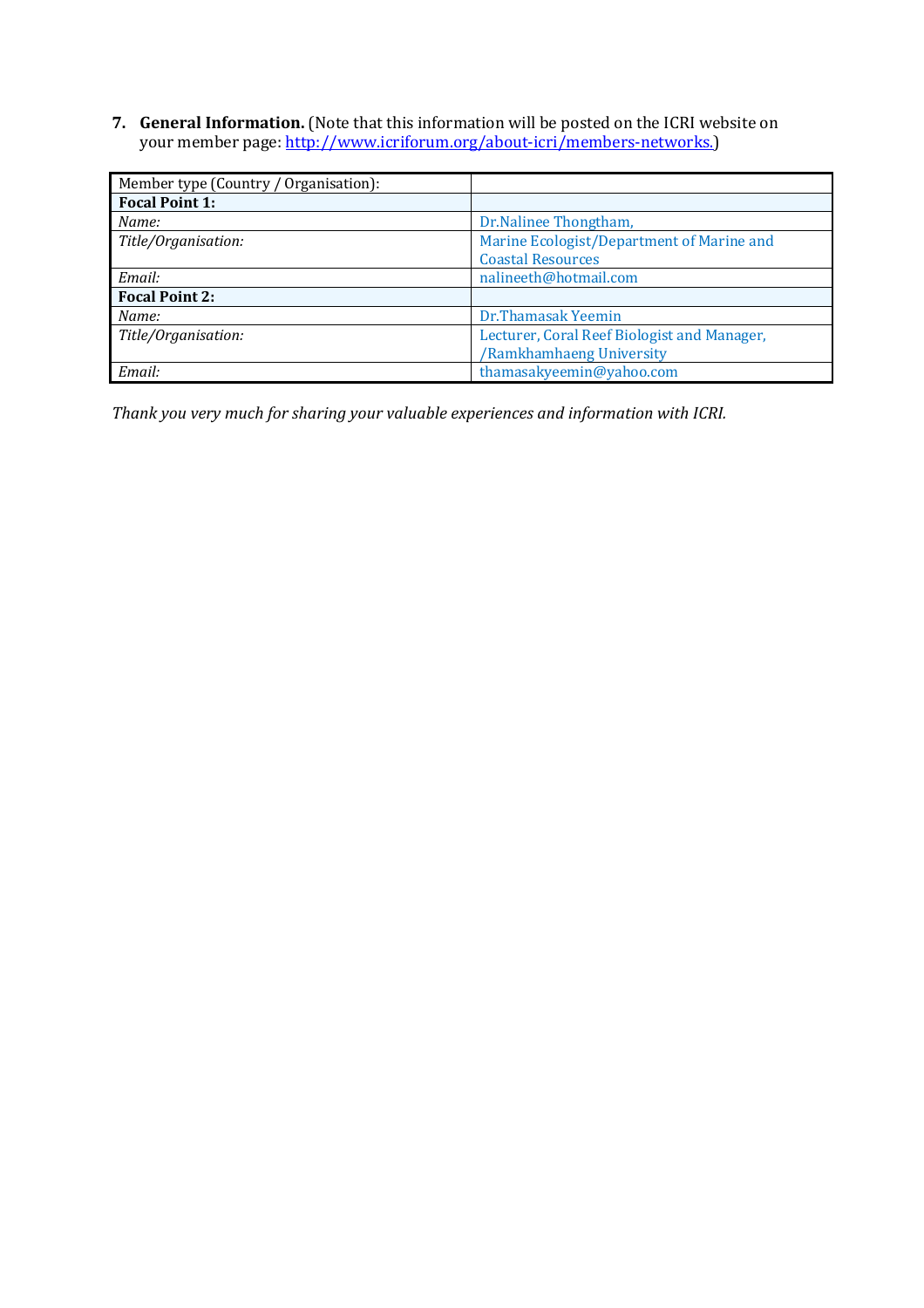7. **General Information.** (Note that this information will be posted on the ICRI website on your member page: http://www.icriforum.org/about-icri/members-networks.)

| | |
|---|---|
| Member type (Country / Organisation): | |
| **Focal Point 1:** | |
| *Name:* | Dr.Nalinee Thongtham, |
| *Title/Organisation:* | Marine Ecologist/Department of Marine and Coastal Resources |
| *Email:* | nalineeth@hotmail.com |
| **Focal Point 2:** | |
| *Name:* | Dr.Thamasak Yeemin |
| *Title/Organisation:* | Lecturer, Coral Reef Biologist and Manager, /Ramkhamhaeng University |
| *Email:* | thamasakyeemin@yahoo.com |

*Thank you very much for sharing your valuable experiences and information with ICRI.*